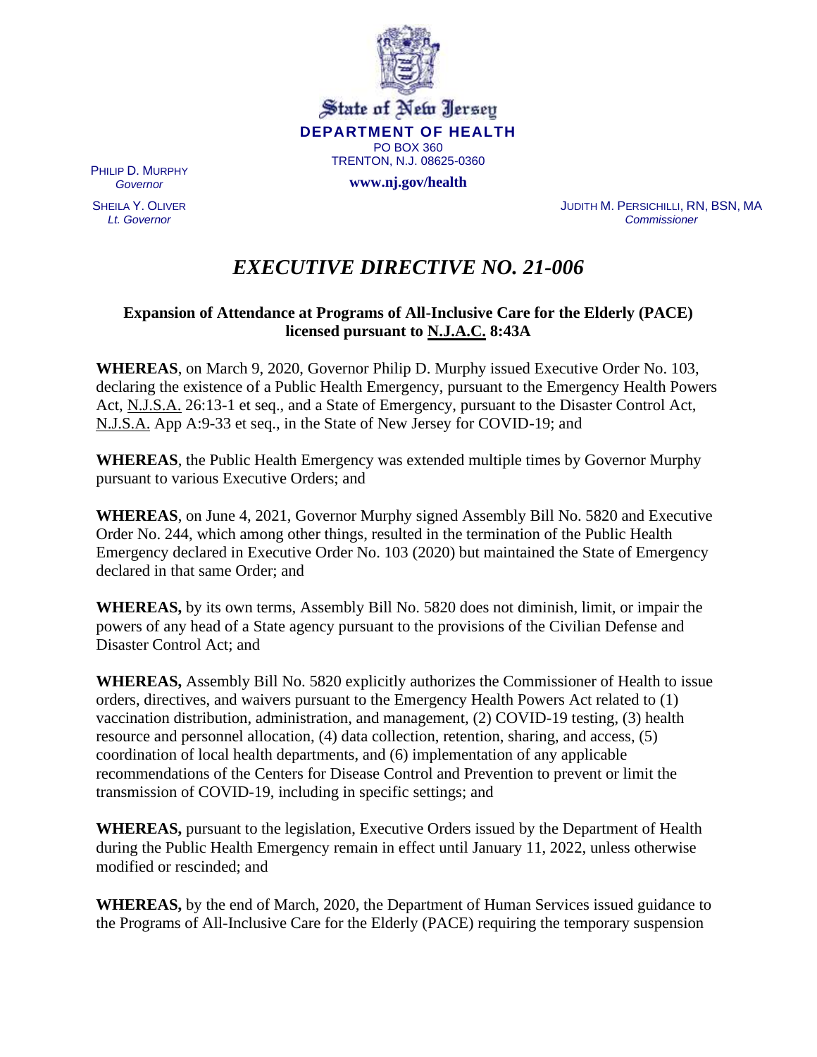State of New Jersey

**DEPARTMENT OF HEALTH**

PO BOX 360
TRENTON, N.J. 08625-0360

**www.nj.gov/health**

PHILIP D. MURPHY
*Governor*

SHEILA Y. OLIVER
*Lt. Governor*

JUDITH M. PERSICHILLI, RN, BSN, MA
*Commissioner*

# *EXECUTIVE DIRECTIVE NO. 21-006*

**Expansion of Attendance at Programs of All-Inclusive Care for the Elderly (PACE) licensed pursuant to N.J.A.C. 8:43A**

**WHEREAS**, on March 9, 2020, Governor Philip D. Murphy issued Executive Order No. 103, declaring the existence of a Public Health Emergency, pursuant to the Emergency Health Powers Act, N.J.S.A. 26:13-1 et seq., and a State of Emergency, pursuant to the Disaster Control Act, N.J.S.A. App A:9-33 et seq., in the State of New Jersey for COVID-19; and

**WHEREAS**, the Public Health Emergency was extended multiple times by Governor Murphy pursuant to various Executive Orders; and

**WHEREAS**, on June 4, 2021, Governor Murphy signed Assembly Bill No. 5820 and Executive Order No. 244, which among other things, resulted in the termination of the Public Health Emergency declared in Executive Order No. 103 (2020) but maintained the State of Emergency declared in that same Order; and

**WHEREAS,** by its own terms, Assembly Bill No. 5820 does not diminish, limit, or impair the powers of any head of a State agency pursuant to the provisions of the Civilian Defense and Disaster Control Act; and

**WHEREAS,** Assembly Bill No. 5820 explicitly authorizes the Commissioner of Health to issue orders, directives, and waivers pursuant to the Emergency Health Powers Act related to (1) vaccination distribution, administration, and management, (2) COVID-19 testing, (3) health resource and personnel allocation, (4) data collection, retention, sharing, and access, (5) coordination of local health departments, and (6) implementation of any applicable recommendations of the Centers for Disease Control and Prevention to prevent or limit the transmission of COVID-19, including in specific settings; and

**WHEREAS,** pursuant to the legislation, Executive Orders issued by the Department of Health during the Public Health Emergency remain in effect until January 11, 2022, unless otherwise modified or rescinded; and

**WHEREAS,** by the end of March, 2020, the Department of Human Services issued guidance to the Programs of All-Inclusive Care for the Elderly (PACE) requiring the temporary suspension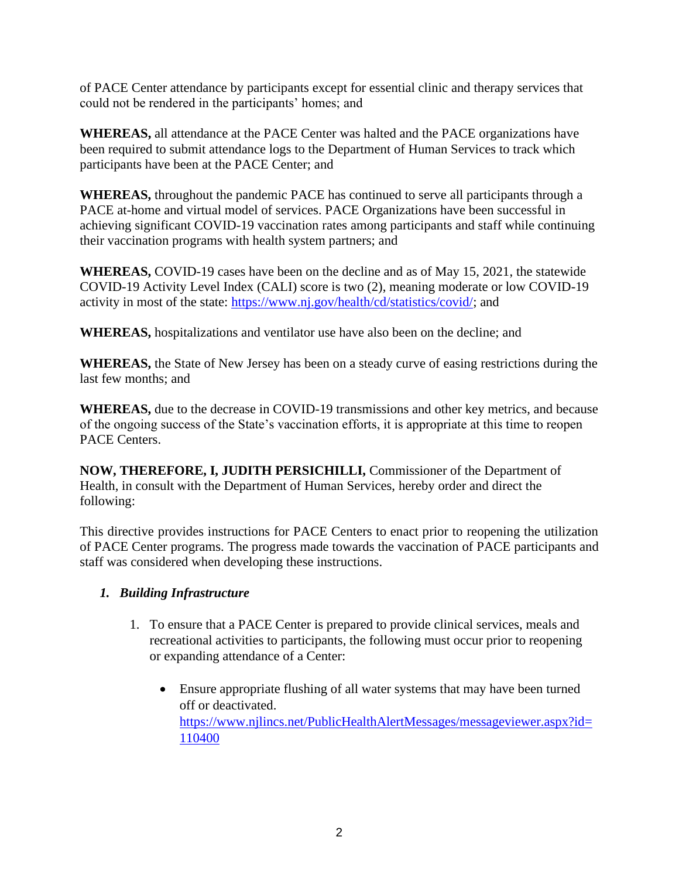of PACE Center attendance by participants except for essential clinic and therapy services that could not be rendered in the participants' homes; and

**WHEREAS,** all attendance at the PACE Center was halted and the PACE organizations have been required to submit attendance logs to the Department of Human Services to track which participants have been at the PACE Center; and

**WHEREAS,** throughout the pandemic PACE has continued to serve all participants through a PACE at-home and virtual model of services. PACE Organizations have been successful in achieving significant COVID-19 vaccination rates among participants and staff while continuing their vaccination programs with health system partners; and

**WHEREAS,** COVID-19 cases have been on the decline and as of May 15, 2021, the statewide COVID-19 Activity Level Index (CALI) score is two (2), meaning moderate or low COVID-19 activity in most of the state: [https://www.nj.gov/health/cd/statistics/covid/](https://www.nj.gov/health/cd/statistics/covid/); and

**WHEREAS,** hospitalizations and ventilator use have also been on the decline; and

**WHEREAS,** the State of New Jersey has been on a steady curve of easing restrictions during the last few months; and

**WHEREAS,** due to the decrease in COVID-19 transmissions and other key metrics, and because of the ongoing success of the State's vaccination efforts, it is appropriate at this time to reopen PACE Centers.

**NOW, THEREFORE, I, JUDITH PERSICHILLI,** Commissioner of the Department of Health, in consult with the Department of Human Services, hereby order and direct the following:

This directive provides instructions for PACE Centers to enact prior to reopening the utilization of PACE Center programs. The progress made towards the vaccination of PACE participants and staff was considered when developing these instructions.

### *1. Building Infrastructure*

1. To ensure that a PACE Center is prepared to provide clinical services, meals and recreational activities to participants, the following must occur prior to reopening or expanding attendance of a Center:

    - Ensure appropriate flushing of all water systems that may have been turned off or deactivated. [https://www.njlincs.net/PublicHealthAlertMessages/messageviewer.aspx?id=110400](https://www.njlincs.net/PublicHealthAlertMessages/messageviewer.aspx?id=110400)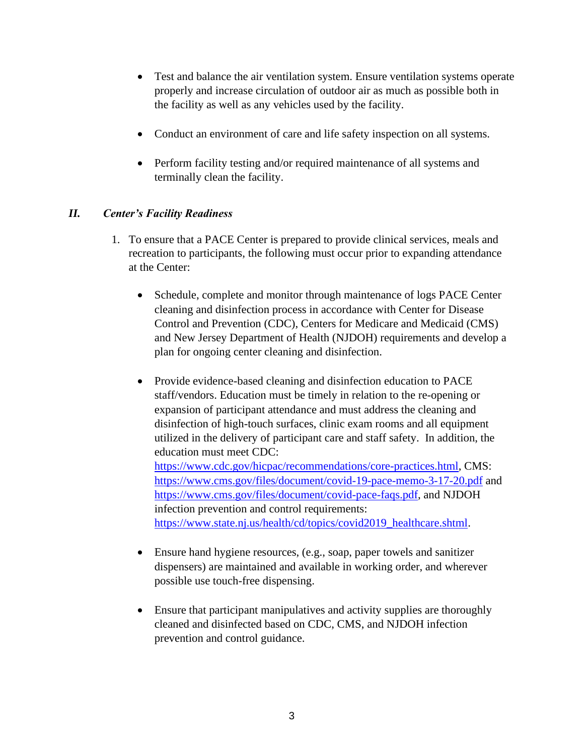- Test and balance the air ventilation system. Ensure ventilation systems operate properly and increase circulation of outdoor air as much as possible both in the facility as well as any vehicles used by the facility.

- Conduct an environment of care and life safety inspection on all systems.

- Perform facility testing and/or required maintenance of all systems and terminally clean the facility.

## *II. Center's Facility Readiness*

1. To ensure that a PACE Center is prepared to provide clinical services, meals and recreation to participants, the following must occur prior to expanding attendance at the Center:

   - Schedule, complete and monitor through maintenance of logs PACE Center cleaning and disinfection process in accordance with Center for Disease Control and Prevention (CDC), Centers for Medicare and Medicaid (CMS) and New Jersey Department of Health (NJDOH) requirements and develop a plan for ongoing center cleaning and disinfection.

   - Provide evidence-based cleaning and disinfection education to PACE staff/vendors. Education must be timely in relation to the re-opening or expansion of participant attendance and must address the cleaning and disinfection of high-touch surfaces, clinic exam rooms and all equipment utilized in the delivery of participant care and staff safety. In addition, the education must meet CDC: https://www.cdc.gov/hicpac/recommendations/core-practices.html, CMS: https://www.cms.gov/files/document/covid-19-pace-memo-3-17-20.pdf and https://www.cms.gov/files/document/covid-pace-faqs.pdf, and NJDOH infection prevention and control requirements: https://www.state.nj.us/health/cd/topics/covid2019_healthcare.shtml.

   - Ensure hand hygiene resources, (e.g., soap, paper towels and sanitizer dispensers) are maintained and available in working order, and wherever possible use touch-free dispensing.

   - Ensure that participant manipulatives and activity supplies are thoroughly cleaned and disinfected based on CDC, CMS, and NJDOH infection prevention and control guidance.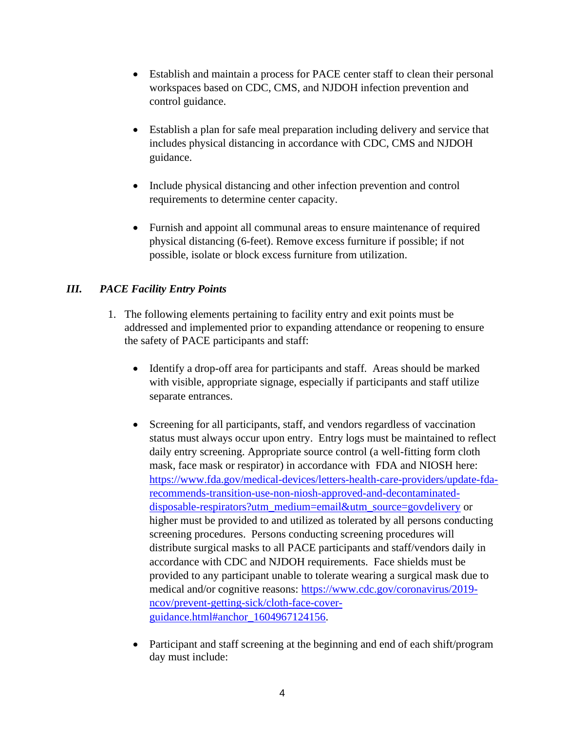- Establish and maintain a process for PACE center staff to clean their personal workspaces based on CDC, CMS, and NJDOH infection prevention and control guidance.

- Establish a plan for safe meal preparation including delivery and service that includes physical distancing in accordance with CDC, CMS and NJDOH guidance.

- Include physical distancing and other infection prevention and control requirements to determine center capacity.

- Furnish and appoint all communal areas to ensure maintenance of required physical distancing (6-feet). Remove excess furniture if possible; if not possible, isolate or block excess furniture from utilization.

### *III. PACE Facility Entry Points*

1. The following elements pertaining to facility entry and exit points must be addressed and implemented prior to expanding attendance or reopening to ensure the safety of PACE participants and staff:

   - Identify a drop-off area for participants and staff. Areas should be marked with visible, appropriate signage, especially if participants and staff utilize separate entrances.

   - Screening for all participants, staff, and vendors regardless of vaccination status must always occur upon entry. Entry logs must be maintained to reflect daily entry screening. Appropriate source control (a well-fitting form cloth mask, face mask or respirator) in accordance with FDA and NIOSH here: https://www.fda.gov/medical-devices/letters-health-care-providers/update-fda-recommends-transition-use-non-niosh-approved-and-decontaminated-disposable-respirators?utm_medium=email&utm_source=govdelivery or higher must be provided to and utilized as tolerated by all persons conducting screening procedures. Persons conducting screening procedures will distribute surgical masks to all PACE participants and staff/vendors daily in accordance with CDC and NJDOH requirements. Face shields must be provided to any participant unable to tolerate wearing a surgical mask due to medical and/or cognitive reasons: https://www.cdc.gov/coronavirus/2019-ncov/prevent-getting-sick/cloth-face-cover-guidance.html#anchor_1604967124156.

   - Participant and staff screening at the beginning and end of each shift/program day must include: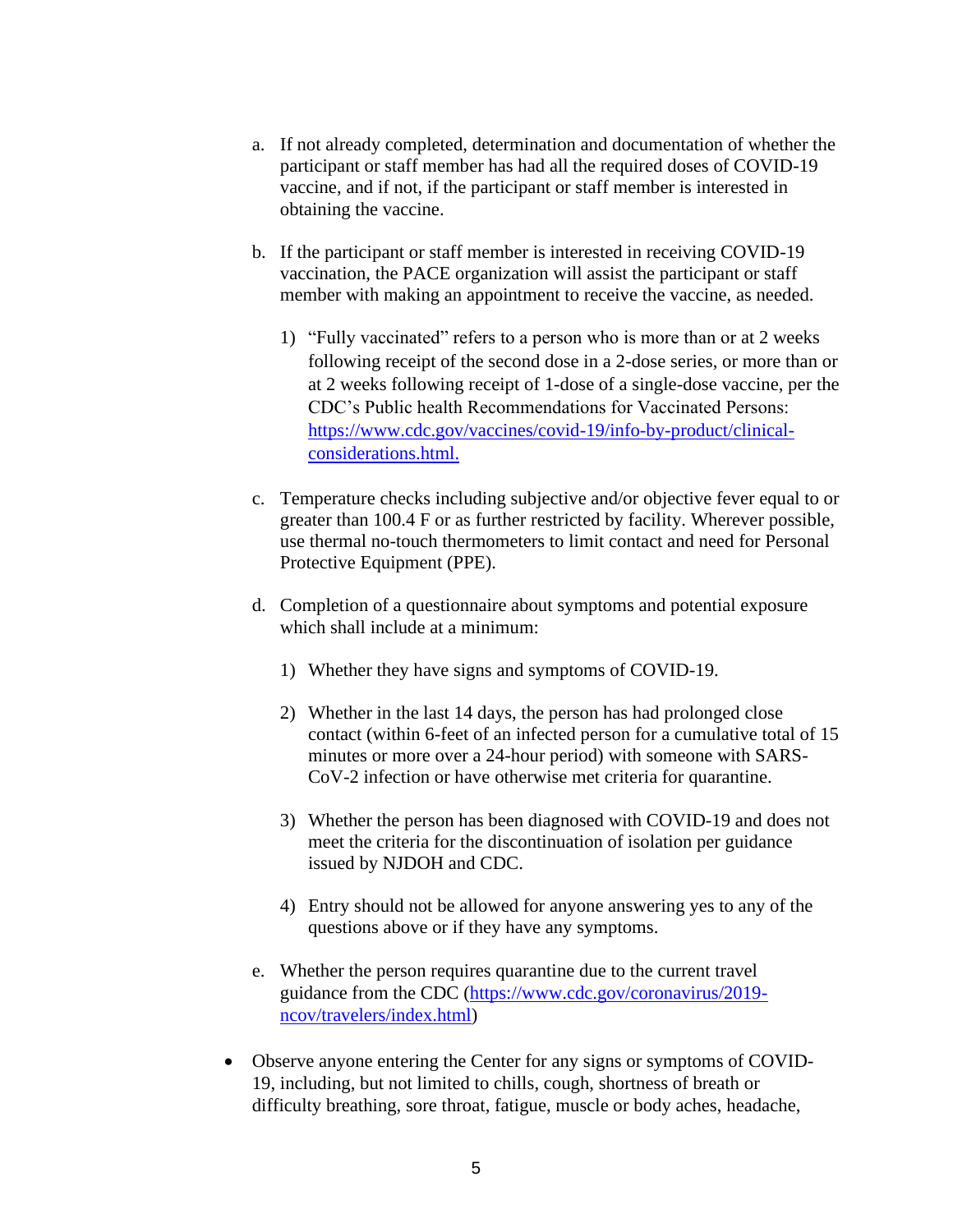a. If not already completed, determination and documentation of whether the participant or staff member has had all the required doses of COVID-19 vaccine, and if not, if the participant or staff member is interested in obtaining the vaccine.

b. If the participant or staff member is interested in receiving COVID-19 vaccination, the PACE organization will assist the participant or staff member with making an appointment to receive the vaccine, as needed.

   1) "Fully vaccinated" refers to a person who is more than or at 2 weeks following receipt of the second dose in a 2-dose series, or more than or at 2 weeks following receipt of 1-dose of a single-dose vaccine, per the CDC's Public health Recommendations for Vaccinated Persons: [https://www.cdc.gov/vaccines/covid-19/info-by-product/clinical-considerations.html.](https://www.cdc.gov/vaccines/covid-19/info-by-product/clinical-considerations.html)

c. Temperature checks including subjective and/or objective fever equal to or greater than 100.4 F or as further restricted by facility. Wherever possible, use thermal no-touch thermometers to limit contact and need for Personal Protective Equipment (PPE).

d. Completion of a questionnaire about symptoms and potential exposure which shall include at a minimum:

   1) Whether they have signs and symptoms of COVID-19.

   2) Whether in the last 14 days, the person has had prolonged close contact (within 6-feet of an infected person for a cumulative total of 15 minutes or more over a 24-hour period) with someone with SARS-CoV-2 infection or have otherwise met criteria for quarantine.

   3) Whether the person has been diagnosed with COVID-19 and does not meet the criteria for the discontinuation of isolation per guidance issued by NJDOH and CDC.

   4) Entry should not be allowed for anyone answering yes to any of the questions above or if they have any symptoms.

e. Whether the person requires quarantine due to the current travel guidance from the CDC ([https://www.cdc.gov/coronavirus/2019-ncov/travelers/index.html](https://www.cdc.gov/coronavirus/2019-ncov/travelers/index.html))

- Observe anyone entering the Center for any signs or symptoms of COVID-19, including, but not limited to chills, cough, shortness of breath or difficulty breathing, sore throat, fatigue, muscle or body aches, headache,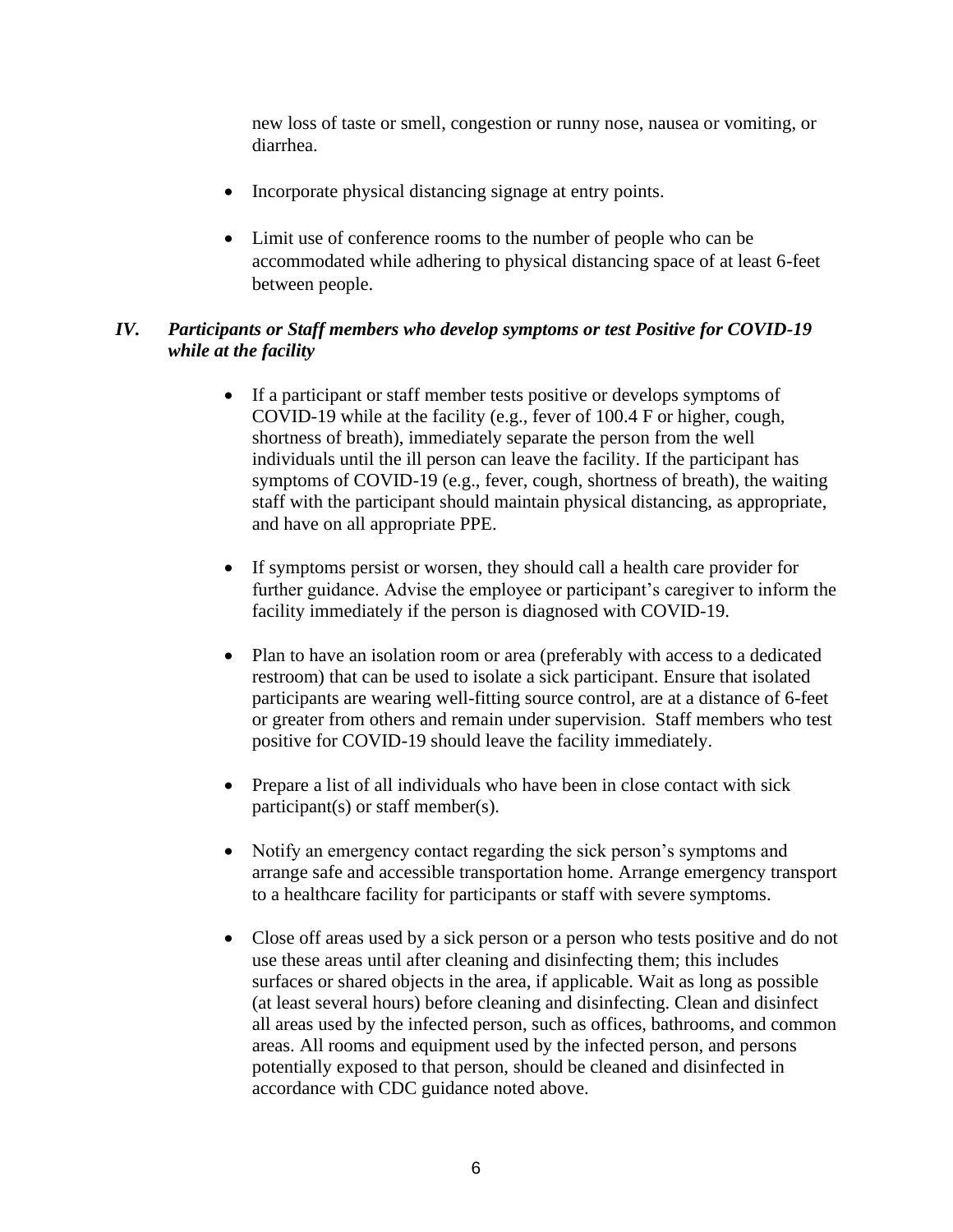new loss of taste or smell, congestion or runny nose, nausea or vomiting, or diarrhea.

- Incorporate physical distancing signage at entry points.

- Limit use of conference rooms to the number of people who can be accommodated while adhering to physical distancing space of at least 6-feet between people.

### *IV. Participants or Staff members who develop symptoms or test Positive for COVID-19 while at the facility*

- If a participant or staff member tests positive or develops symptoms of COVID-19 while at the facility (e.g., fever of 100.4 F or higher, cough, shortness of breath), immediately separate the person from the well individuals until the ill person can leave the facility. If the participant has symptoms of COVID-19 (e.g., fever, cough, shortness of breath), the waiting staff with the participant should maintain physical distancing, as appropriate, and have on all appropriate PPE.

- If symptoms persist or worsen, they should call a health care provider for further guidance. Advise the employee or participant's caregiver to inform the facility immediately if the person is diagnosed with COVID-19.

- Plan to have an isolation room or area (preferably with access to a dedicated restroom) that can be used to isolate a sick participant. Ensure that isolated participants are wearing well-fitting source control, are at a distance of 6-feet or greater from others and remain under supervision. Staff members who test positive for COVID-19 should leave the facility immediately.

- Prepare a list of all individuals who have been in close contact with sick participant(s) or staff member(s).

- Notify an emergency contact regarding the sick person's symptoms and arrange safe and accessible transportation home. Arrange emergency transport to a healthcare facility for participants or staff with severe symptoms.

- Close off areas used by a sick person or a person who tests positive and do not use these areas until after cleaning and disinfecting them; this includes surfaces or shared objects in the area, if applicable. Wait as long as possible (at least several hours) before cleaning and disinfecting. Clean and disinfect all areas used by the infected person, such as offices, bathrooms, and common areas. All rooms and equipment used by the infected person, and persons potentially exposed to that person, should be cleaned and disinfected in accordance with CDC guidance noted above.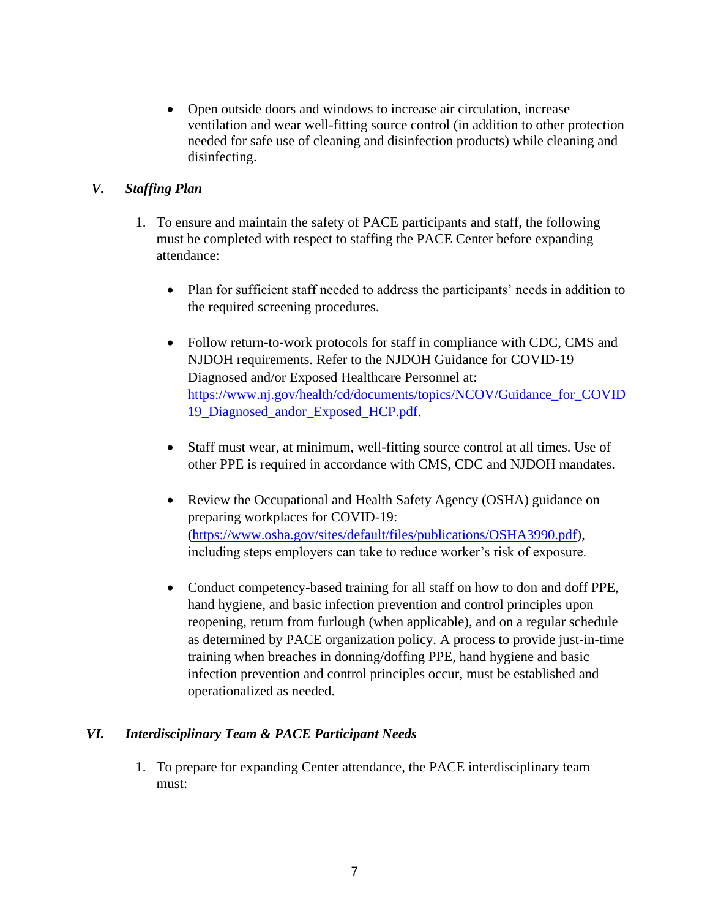- Open outside doors and windows to increase air circulation, increase ventilation and wear well-fitting source control (in addition to other protection needed for safe use of cleaning and disinfection products) while cleaning and disinfecting.

## *V. Staffing Plan*

1. To ensure and maintain the safety of PACE participants and staff, the following must be completed with respect to staffing the PACE Center before expanding attendance:

   - Plan for sufficient staff needed to address the participants' needs in addition to the required screening procedures.

   - Follow return-to-work protocols for staff in compliance with CDC, CMS and NJDOH requirements. Refer to the NJDOH Guidance for COVID-19 Diagnosed and/or Exposed Healthcare Personnel at: [https://www.nj.gov/health/cd/documents/topics/NCOV/Guidance_for_COVID19_Diagnosed_andor_Exposed_HCP.pdf](https://www.nj.gov/health/cd/documents/topics/NCOV/Guidance_for_COVID19_Diagnosed_andor_Exposed_HCP.pdf).

   - Staff must wear, at minimum, well-fitting source control at all times. Use of other PPE is required in accordance with CMS, CDC and NJDOH mandates.

   - Review the Occupational and Health Safety Agency (OSHA) guidance on preparing workplaces for COVID-19: ([https://www.osha.gov/sites/default/files/publications/OSHA3990.pdf](https://www.osha.gov/sites/default/files/publications/OSHA3990.pdf)), including steps employers can take to reduce worker's risk of exposure.

   - Conduct competency-based training for all staff on how to don and doff PPE, hand hygiene, and basic infection prevention and control principles upon reopening, return from furlough (when applicable), and on a regular schedule as determined by PACE organization policy. A process to provide just-in-time training when breaches in donning/doffing PPE, hand hygiene and basic infection prevention and control principles occur, must be established and operationalized as needed.

## *VI. Interdisciplinary Team & PACE Participant Needs*

1. To prepare for expanding Center attendance, the PACE interdisciplinary team must: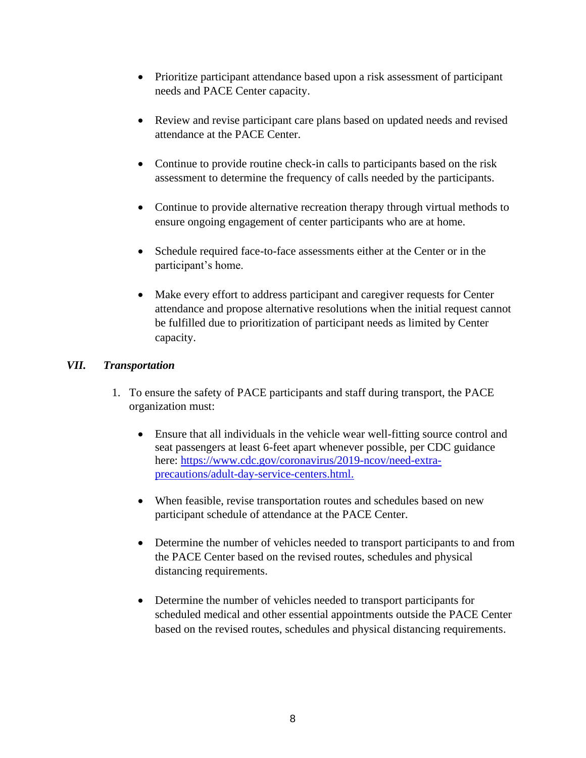- Prioritize participant attendance based upon a risk assessment of participant needs and PACE Center capacity.

- Review and revise participant care plans based on updated needs and revised attendance at the PACE Center.

- Continue to provide routine check-in calls to participants based on the risk assessment to determine the frequency of calls needed by the participants.

- Continue to provide alternative recreation therapy through virtual methods to ensure ongoing engagement of center participants who are at home.

- Schedule required face-to-face assessments either at the Center or in the participant's home.

- Make every effort to address participant and caregiver requests for Center attendance and propose alternative resolutions when the initial request cannot be fulfilled due to prioritization of participant needs as limited by Center capacity.

## *VII. Transportation*

1. To ensure the safety of PACE participants and staff during transport, the PACE organization must:

    - Ensure that all individuals in the vehicle wear well-fitting source control and seat passengers at least 6-feet apart whenever possible, per CDC guidance here: [https://www.cdc.gov/coronavirus/2019-ncov/need-extra-precautions/adult-day-service-centers.html.](https://www.cdc.gov/coronavirus/2019-ncov/need-extra-precautions/adult-day-service-centers.html)

    - When feasible, revise transportation routes and schedules based on new participant schedule of attendance at the PACE Center.

    - Determine the number of vehicles needed to transport participants to and from the PACE Center based on the revised routes, schedules and physical distancing requirements.

    - Determine the number of vehicles needed to transport participants for scheduled medical and other essential appointments outside the PACE Center based on the revised routes, schedules and physical distancing requirements.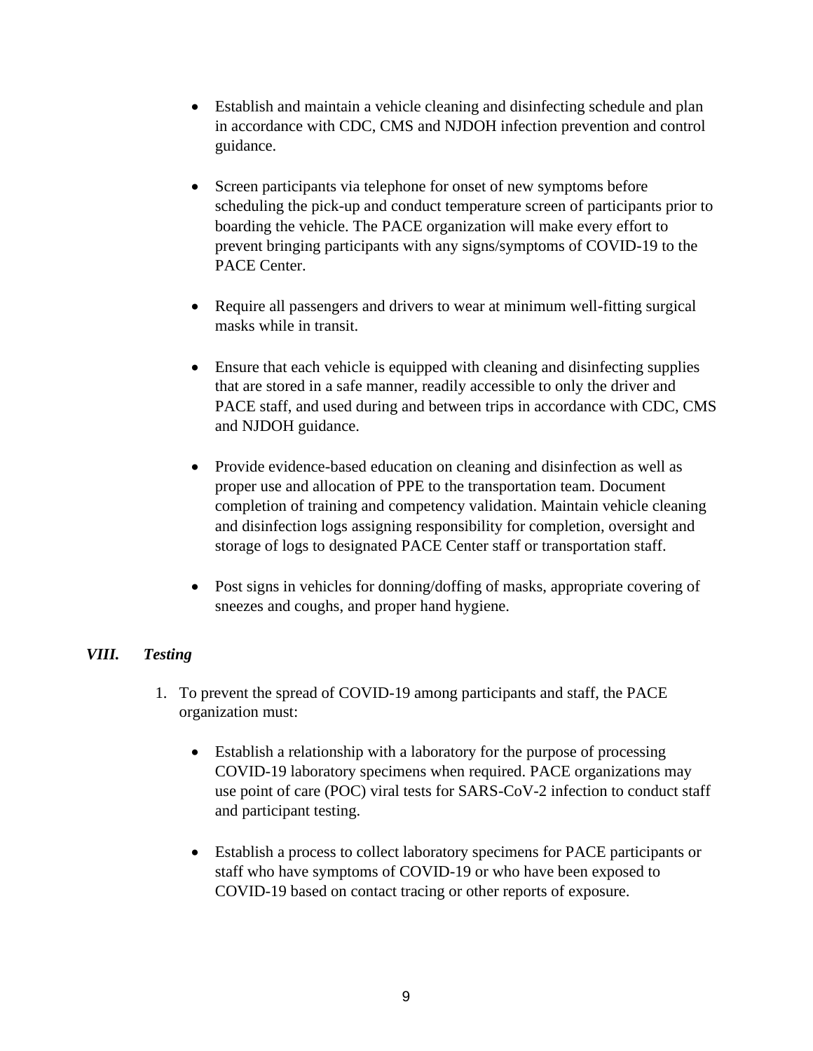- Establish and maintain a vehicle cleaning and disinfecting schedule and plan in accordance with CDC, CMS and NJDOH infection prevention and control guidance.

- Screen participants via telephone for onset of new symptoms before scheduling the pick-up and conduct temperature screen of participants prior to boarding the vehicle. The PACE organization will make every effort to prevent bringing participants with any signs/symptoms of COVID-19 to the PACE Center.

- Require all passengers and drivers to wear at minimum well-fitting surgical masks while in transit.

- Ensure that each vehicle is equipped with cleaning and disinfecting supplies that are stored in a safe manner, readily accessible to only the driver and PACE staff, and used during and between trips in accordance with CDC, CMS and NJDOH guidance.

- Provide evidence-based education on cleaning and disinfection as well as proper use and allocation of PPE to the transportation team. Document completion of training and competency validation. Maintain vehicle cleaning and disinfection logs assigning responsibility for completion, oversight and storage of logs to designated PACE Center staff or transportation staff.

- Post signs in vehicles for donning/doffing of masks, appropriate covering of sneezes and coughs, and proper hand hygiene.

## *VIII. Testing*

1. To prevent the spread of COVID-19 among participants and staff, the PACE organization must:

   - Establish a relationship with a laboratory for the purpose of processing COVID-19 laboratory specimens when required. PACE organizations may use point of care (POC) viral tests for SARS-CoV-2 infection to conduct staff and participant testing.

   - Establish a process to collect laboratory specimens for PACE participants or staff who have symptoms of COVID-19 or who have been exposed to COVID-19 based on contact tracing or other reports of exposure.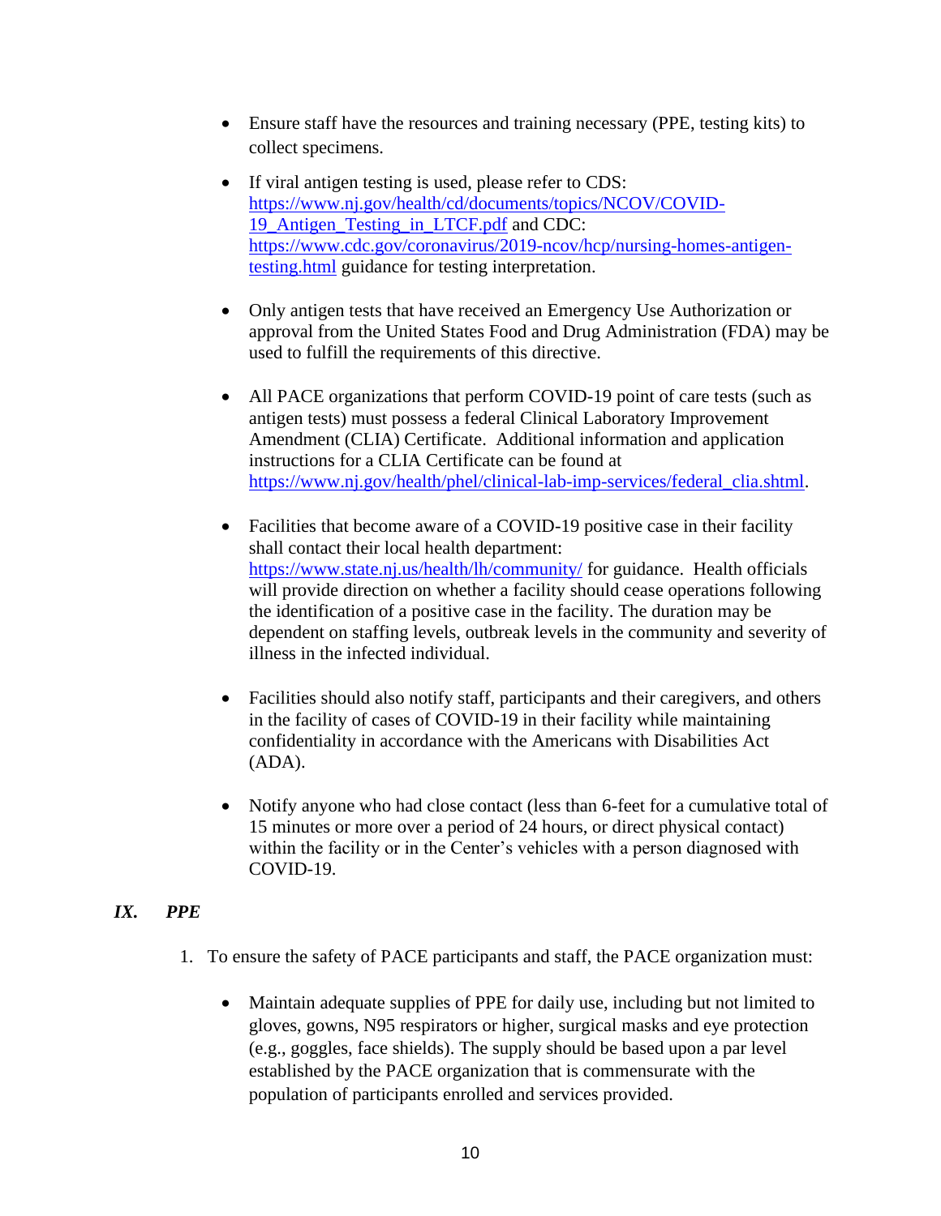- Ensure staff have the resources and training necessary (PPE, testing kits) to collect specimens.

- If viral antigen testing is used, please refer to CDS: [https://www.nj.gov/health/cd/documents/topics/NCOV/COVID-19_Antigen_Testing_in_LTCF.pdf](https://www.nj.gov/health/cd/documents/topics/NCOV/COVID-19_Antigen_Testing_in_LTCF.pdf) and CDC: [https://www.cdc.gov/coronavirus/2019-ncov/hcp/nursing-homes-antigen-testing.html](https://www.cdc.gov/coronavirus/2019-ncov/hcp/nursing-homes-antigen-testing.html) guidance for testing interpretation.

- Only antigen tests that have received an Emergency Use Authorization or approval from the United States Food and Drug Administration (FDA) may be used to fulfill the requirements of this directive.

- All PACE organizations that perform COVID-19 point of care tests (such as antigen tests) must possess a federal Clinical Laboratory Improvement Amendment (CLIA) Certificate. Additional information and application instructions for a CLIA Certificate can be found at [https://www.nj.gov/health/phel/clinical-lab-imp-services/federal_clia.shtml](https://www.nj.gov/health/phel/clinical-lab-imp-services/federal_clia.shtml).

- Facilities that become aware of a COVID-19 positive case in their facility shall contact their local health department: [https://www.state.nj.us/health/lh/community/](https://www.state.nj.us/health/lh/community/) for guidance. Health officials will provide direction on whether a facility should cease operations following the identification of a positive case in the facility. The duration may be dependent on staffing levels, outbreak levels in the community and severity of illness in the infected individual.

- Facilities should also notify staff, participants and their caregivers, and others in the facility of cases of COVID-19 in their facility while maintaining confidentiality in accordance with the Americans with Disabilities Act (ADA).

- Notify anyone who had close contact (less than 6-feet for a cumulative total of 15 minutes or more over a period of 24 hours, or direct physical contact) within the facility or in the Center's vehicles with a person diagnosed with COVID-19.

## *IX. PPE*

1. To ensure the safety of PACE participants and staff, the PACE organization must:

   - Maintain adequate supplies of PPE for daily use, including but not limited to gloves, gowns, N95 respirators or higher, surgical masks and eye protection (e.g., goggles, face shields). The supply should be based upon a par level established by the PACE organization that is commensurate with the population of participants enrolled and services provided.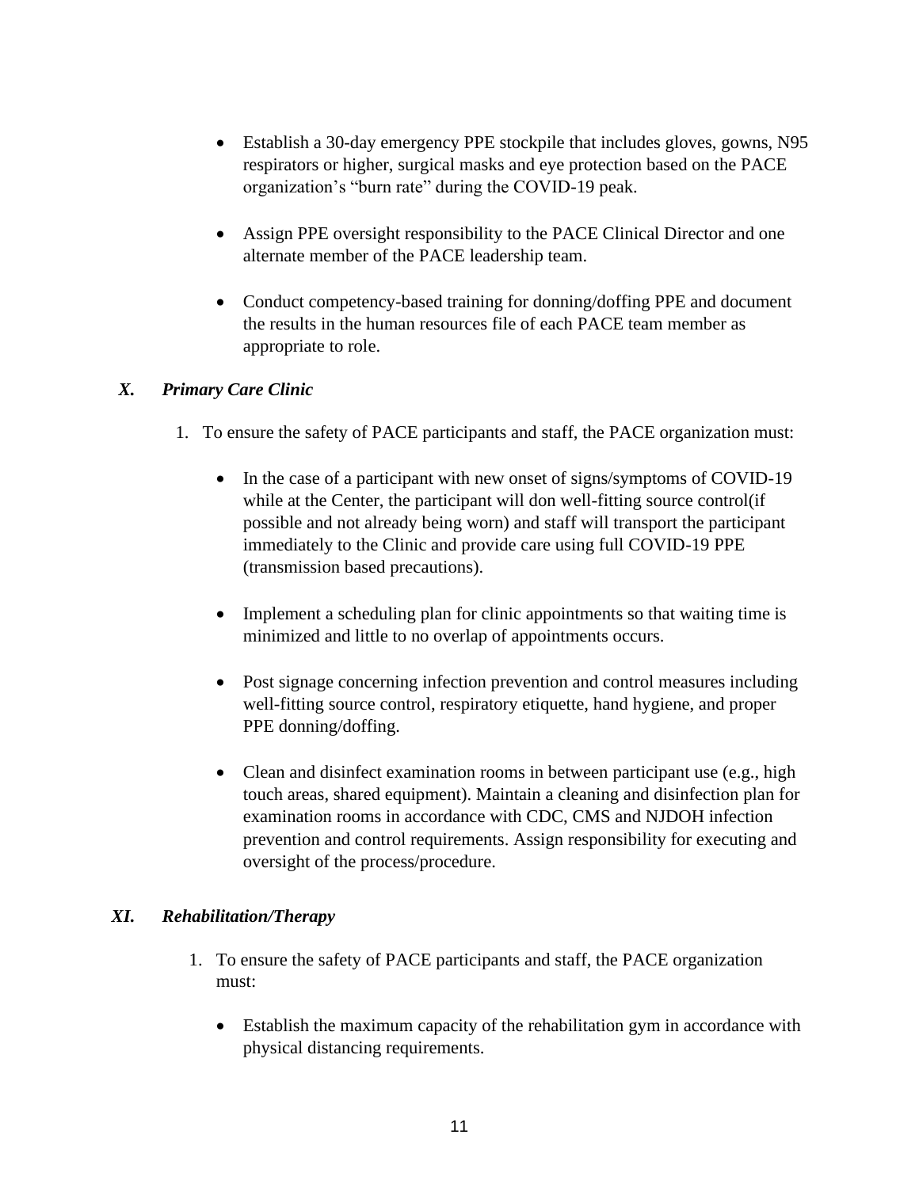- Establish a 30-day emergency PPE stockpile that includes gloves, gowns, N95 respirators or higher, surgical masks and eye protection based on the PACE organization's "burn rate" during the COVID-19 peak.

- Assign PPE oversight responsibility to the PACE Clinical Director and one alternate member of the PACE leadership team.

- Conduct competency-based training for donning/doffing PPE and document the results in the human resources file of each PACE team member as appropriate to role.

### *X. Primary Care Clinic*

1. To ensure the safety of PACE participants and staff, the PACE organization must:

   - In the case of a participant with new onset of signs/symptoms of COVID-19 while at the Center, the participant will don well-fitting source control(if possible and not already being worn) and staff will transport the participant immediately to the Clinic and provide care using full COVID-19 PPE (transmission based precautions).

   - Implement a scheduling plan for clinic appointments so that waiting time is minimized and little to no overlap of appointments occurs.

   - Post signage concerning infection prevention and control measures including well-fitting source control, respiratory etiquette, hand hygiene, and proper PPE donning/doffing.

   - Clean and disinfect examination rooms in between participant use (e.g., high touch areas, shared equipment). Maintain a cleaning and disinfection plan for examination rooms in accordance with CDC, CMS and NJDOH infection prevention and control requirements. Assign responsibility for executing and oversight of the process/procedure.

### *XI. Rehabilitation/Therapy*

1. To ensure the safety of PACE participants and staff, the PACE organization must:

   - Establish the maximum capacity of the rehabilitation gym in accordance with physical distancing requirements.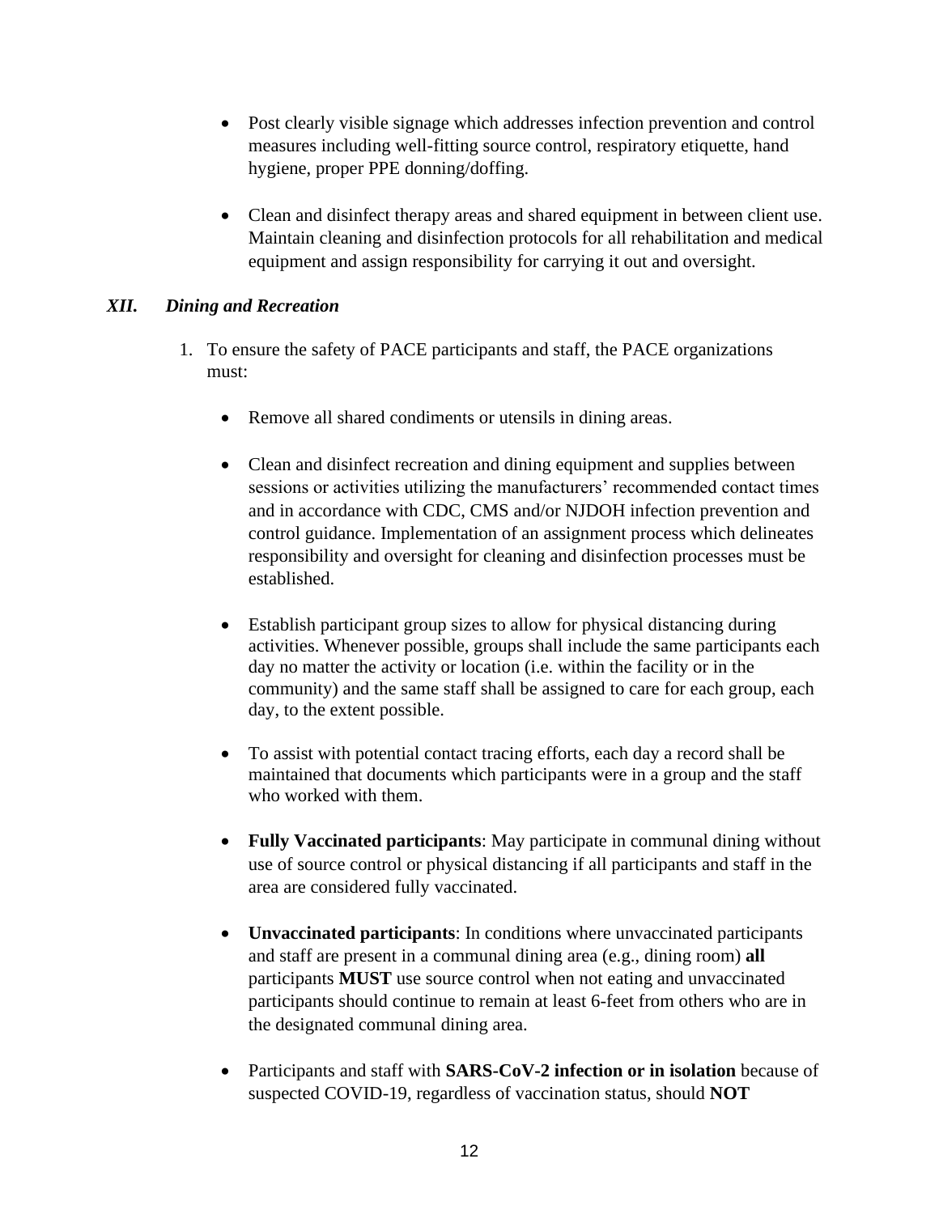- Post clearly visible signage which addresses infection prevention and control measures including well-fitting source control, respiratory etiquette, hand hygiene, proper PPE donning/doffing.

- Clean and disinfect therapy areas and shared equipment in between client use. Maintain cleaning and disinfection protocols for all rehabilitation and medical equipment and assign responsibility for carrying it out and oversight.

## *XII. Dining and Recreation*

1. To ensure the safety of PACE participants and staff, the PACE organizations must:

   - Remove all shared condiments or utensils in dining areas.

   - Clean and disinfect recreation and dining equipment and supplies between sessions or activities utilizing the manufacturers' recommended contact times and in accordance with CDC, CMS and/or NJDOH infection prevention and control guidance. Implementation of an assignment process which delineates responsibility and oversight for cleaning and disinfection processes must be established.

   - Establish participant group sizes to allow for physical distancing during activities. Whenever possible, groups shall include the same participants each day no matter the activity or location (i.e. within the facility or in the community) and the same staff shall be assigned to care for each group, each day, to the extent possible.

   - To assist with potential contact tracing efforts, each day a record shall be maintained that documents which participants were in a group and the staff who worked with them.

   - **Fully Vaccinated participants**: May participate in communal dining without use of source control or physical distancing if all participants and staff in the area are considered fully vaccinated.

   - **Unvaccinated participants**: In conditions where unvaccinated participants and staff are present in a communal dining area (e.g., dining room) **all** participants **MUST** use source control when not eating and unvaccinated participants should continue to remain at least 6-feet from others who are in the designated communal dining area.

   - Participants and staff with **SARS-CoV-2 infection or in isolation** because of suspected COVID-19, regardless of vaccination status, should **NOT**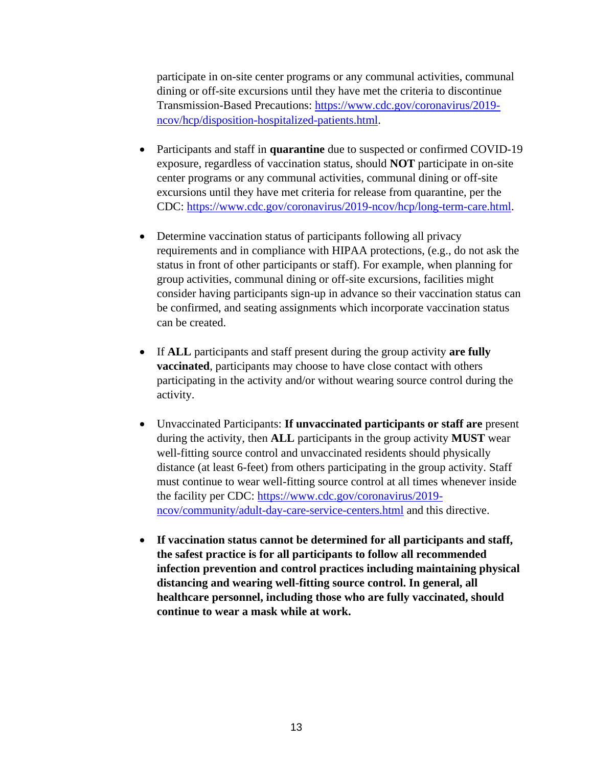participate in on-site center programs or any communal activities, communal dining or off-site excursions until they have met the criteria to discontinue Transmission-Based Precautions: [https://www.cdc.gov/coronavirus/2019-ncov/hcp/disposition-hospitalized-patients.html](https://www.cdc.gov/coronavirus/2019-ncov/hcp/disposition-hospitalized-patients.html).

- Participants and staff in **quarantine** due to suspected or confirmed COVID-19 exposure, regardless of vaccination status, should **NOT** participate in on-site center programs or any communal activities, communal dining or off-site excursions until they have met criteria for release from quarantine, per the CDC: [https://www.cdc.gov/coronavirus/2019-ncov/hcp/long-term-care.html](https://www.cdc.gov/coronavirus/2019-ncov/hcp/long-term-care.html).

- Determine vaccination status of participants following all privacy requirements and in compliance with HIPAA protections, (e.g., do not ask the status in front of other participants or staff). For example, when planning for group activities, communal dining or off-site excursions, facilities might consider having participants sign-up in advance so their vaccination status can be confirmed, and seating assignments which incorporate vaccination status can be created.

- If **ALL** participants and staff present during the group activity **are fully vaccinated**, participants may choose to have close contact with others participating in the activity and/or without wearing source control during the activity.

- Unvaccinated Participants: **If unvaccinated participants or staff are** present during the activity, then **ALL** participants in the group activity **MUST** wear well-fitting source control and unvaccinated residents should physically distance (at least 6-feet) from others participating in the group activity. Staff must continue to wear well-fitting source control at all times whenever inside the facility per CDC: [https://www.cdc.gov/coronavirus/2019-ncov/community/adult-day-care-service-centers.html](https://www.cdc.gov/coronavirus/2019-ncov/community/adult-day-care-service-centers.html) and this directive.

- **If vaccination status cannot be determined for all participants and staff, the safest practice is for all participants to follow all recommended infection prevention and control practices including maintaining physical distancing and wearing well-fitting source control. In general, all healthcare personnel, including those who are fully vaccinated, should continue to wear a mask while at work.**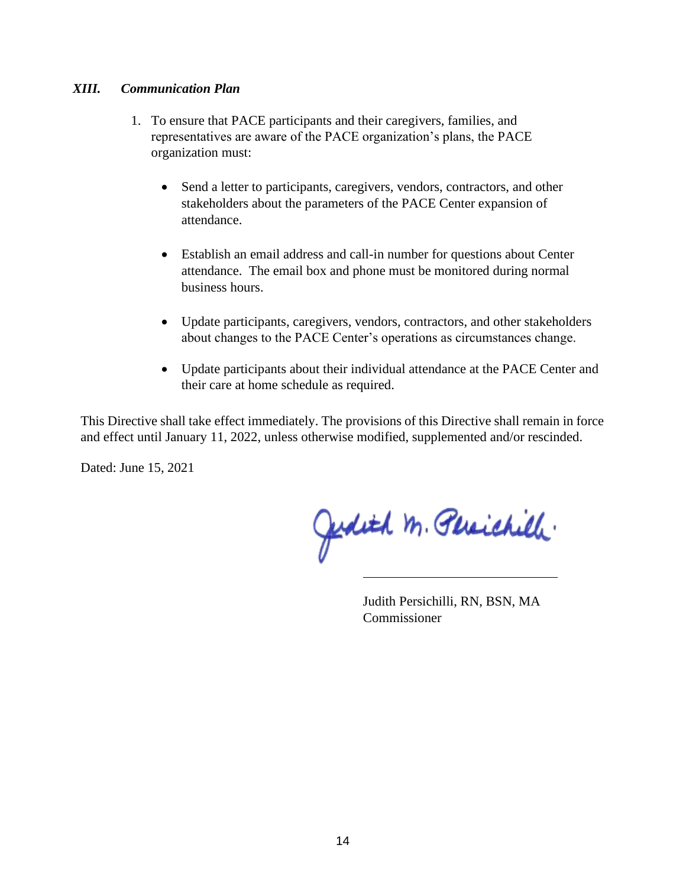### *XIII. Communication Plan*

1. To ensure that PACE participants and their caregivers, families, and representatives are aware of the PACE organization's plans, the PACE organization must:

   - Send a letter to participants, caregivers, vendors, contractors, and other stakeholders about the parameters of the PACE Center expansion of attendance.

   - Establish an email address and call-in number for questions about Center attendance. The email box and phone must be monitored during normal business hours.

   - Update participants, caregivers, vendors, contractors, and other stakeholders about changes to the PACE Center's operations as circumstances change.

   - Update participants about their individual attendance at the PACE Center and their care at home schedule as required.

This Directive shall take effect immediately. The provisions of this Directive shall remain in force and effect until January 11, 2022, unless otherwise modified, supplemented and/or rescinded.

Dated: June 15, 2021

Judith M. Persichilli

Judith Persichilli, RN, BSN, MA
Commissioner